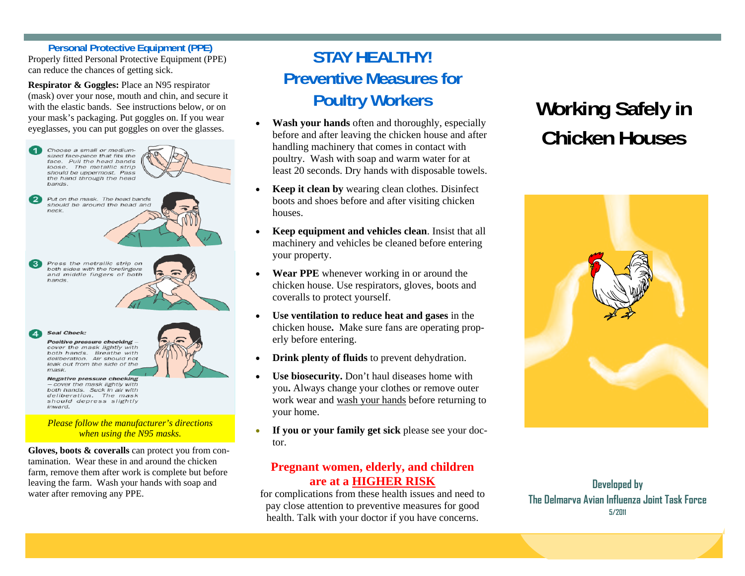## Personal Protective Equipment (PPE)

Properly fitted Personal Protective Equipment (PPE) can reduce the chances of getting sick.

**Respirator & Goggles:** Place an N95 respirator (mask) over your nose, mouth and chin, and secure it with the elastic bands. See instructions below, or on your mask's packaging. Put goggles on. If you wear eyeglasses, you can put goggles on over the glasses.

1. Choose a small or medium-sized face-piece that fits the face. Pull the head bands loose. The metallic strip should be uppermost. Pass the hand through the head bands.
2. Put on the mask. The head bands should be around the head and neck.
3. Press the metallic strip on both sides with the forefingers and middle fingers of both hands.
4. Seal Check:
   **Positive pressure checking** – cover the mask lightly with both hands. Breathe with deliberation. Air should not leak out from the side of the mask.
   **Negative pressure checking** – cover the mask lightly with both hands. Suck in air with deliberation. The mask should depress slightly inward.

*Please follow the manufacturer's directions when using the N95 masks.*

**Gloves, boots & coveralls** can protect you from contamination. Wear these in and around the chicken farm, remove them after work is complete but before leaving the farm. Wash your hands with soap and water after removing any PPE.

## STAY HEALTHY! Preventive Measures for Poultry Workers

- **Wash your hands** often and thoroughly, especially before and after leaving the chicken house and after handling machinery that comes in contact with poultry. Wash with soap and warm water for at least 20 seconds. Dry hands with disposable towels.
- **Keep it clean by** wearing clean clothes. Disinfect boots and shoes before and after visiting chicken houses.
- **Keep equipment and vehicles clean**. Insist that all machinery and vehicles be cleaned before entering your property.
- **Wear PPE** whenever working in or around the chicken house. Use respirators, gloves, boots and coveralls to protect yourself.
- **Use ventilation to reduce heat and gases** in the chicken house**.** Make sure fans are operating properly before entering.
- **Drink plenty of fluids** to prevent dehydration.
- **Use biosecurity.** Don't haul diseases home with you**.** Always change your clothes or remove outer work wear and wash your hands before returning to your home.
- **If you or your family get sick** please see your doctor.

**Pregnant women, elderly, and children are at a HIGHER RISK**

for complications from these health issues and need to pay close attention to preventive measures for good health. Talk with your doctor if you have concerns.

# Working Safely in Chicken Houses

**Developed by**
**The Delmarva Avian Influenza Joint Task Force**
**5/2011**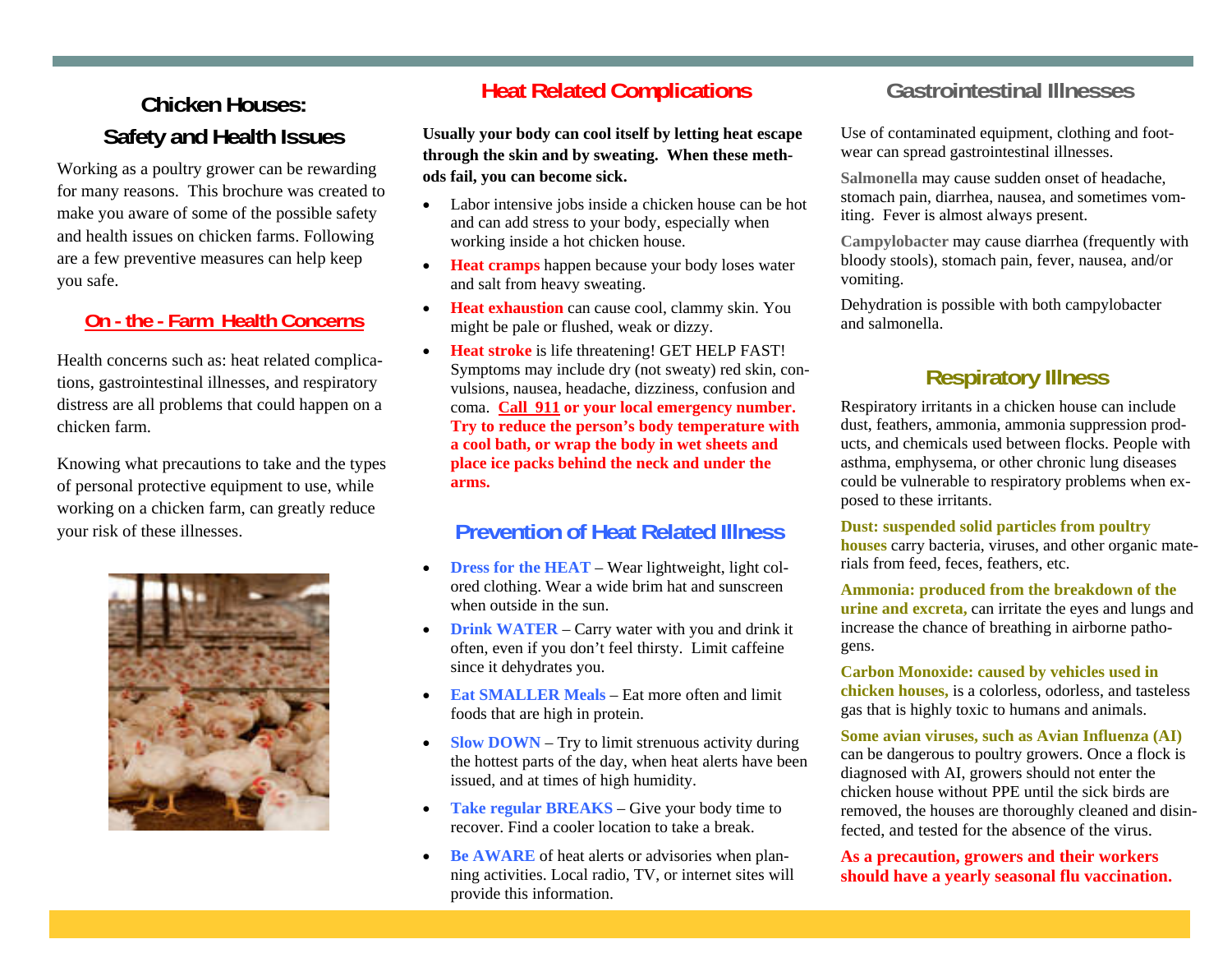# Chicken Houses: Safety and Health Issues

Working as a poultry grower can be rewarding for many reasons. This brochure was created to make you aware of some of the possible safety and health issues on chicken farms. Following are a few preventive measures can help keep you safe.

## On - the - Farm Health Concerns

Health concerns such as: heat related complications, gastrointestinal illnesses, and respiratory distress are all problems that could happen on a chicken farm.

Knowing what precautions to take and the types of personal protective equipment to use, while working on a chicken farm, can greatly reduce your risk of these illnesses.

## Heat Related Complications

**Usually your body can cool itself by letting heat escape through the skin and by sweating. When these methods fail, you can become sick.**

- Labor intensive jobs inside a chicken house can be hot and can add stress to your body, especially when working inside a hot chicken house.
- **Heat cramps** happen because your body loses water and salt from heavy sweating.
- **Heat exhaustion** can cause cool, clammy skin. You might be pale or flushed, weak or dizzy.
- **Heat stroke** is life threatening! GET HELP FAST! Symptoms may include dry (not sweaty) red skin, convulsions, nausea, headache, dizziness, confusion and coma. **Call 911 or your local emergency number. Try to reduce the person's body temperature with a cool bath, or wrap the body in wet sheets and place ice packs behind the neck and under the arms.**

## Prevention of Heat Related Illness

- **Dress for the HEAT** – Wear lightweight, light colored clothing. Wear a wide brim hat and sunscreen when outside in the sun.
- **Drink WATER** – Carry water with you and drink it often, even if you don't feel thirsty. Limit caffeine since it dehydrates you.
- **Eat SMALLER Meals** – Eat more often and limit foods that are high in protein.
- **Slow DOWN** – Try to limit strenuous activity during the hottest parts of the day, when heat alerts have been issued, and at times of high humidity.
- **Take regular BREAKS** – Give your body time to recover. Find a cooler location to take a break.
- **Be AWARE** of heat alerts or advisories when planning activities. Local radio, TV, or internet sites will provide this information.

## Gastrointestinal Illnesses

Use of contaminated equipment, clothing and footwear can spread gastrointestinal illnesses.

**Salmonella** may cause sudden onset of headache, stomach pain, diarrhea, nausea, and sometimes vomiting. Fever is almost always present.

**Campylobacter** may cause diarrhea (frequently with bloody stools), stomach pain, fever, nausea, and/or vomiting.

Dehydration is possible with both campylobacter and salmonella.

## Respiratory Illness

Respiratory irritants in a chicken house can include dust, feathers, ammonia, ammonia suppression products, and chemicals used between flocks. People with asthma, emphysema, or other chronic lung diseases could be vulnerable to respiratory problems when exposed to these irritants.

**Dust: suspended solid particles from poultry houses** carry bacteria, viruses, and other organic materials from feed, feces, feathers, etc.

**Ammonia: produced from the breakdown of the urine and excreta,** can irritate the eyes and lungs and increase the chance of breathing in airborne pathogens.

**Carbon Monoxide: caused by vehicles used in chicken houses,** is a colorless, odorless, and tasteless gas that is highly toxic to humans and animals.

**Some avian viruses, such as Avian Influenza (AI)** can be dangerous to poultry growers. Once a flock is diagnosed with AI, growers should not enter the chicken house without PPE until the sick birds are removed, the houses are thoroughly cleaned and disinfected, and tested for the absence of the virus.

**As a precaution, growers and their workers should have a yearly seasonal flu vaccination.**